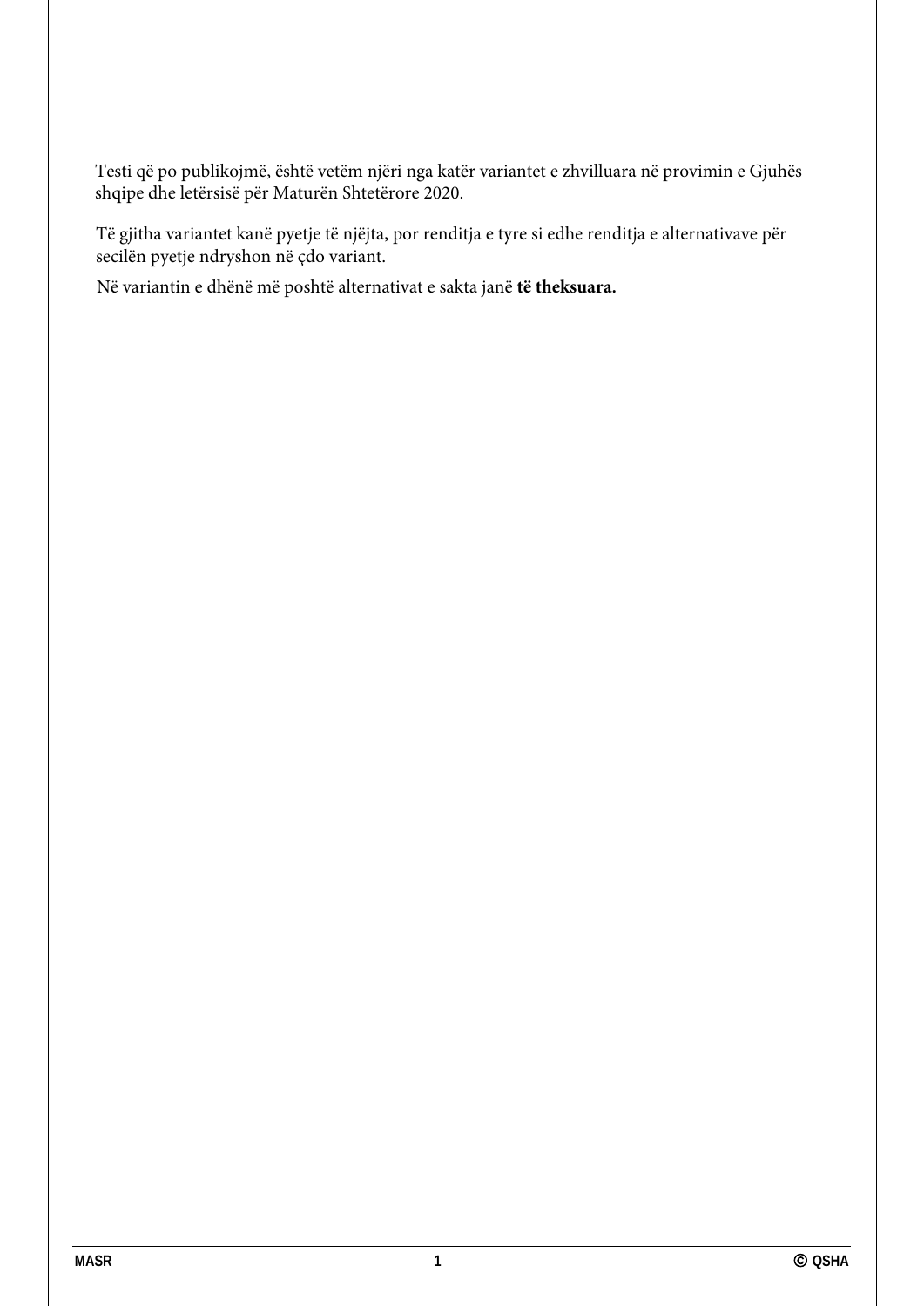Testi që po publikojmë, është vetëm njëri nga katër variantet e zhvilluara në provimin e Gjuhës shqipe dhe letërsisë për Maturën Shtetërore 2020.

Të gjitha variantet kanë pyetje të njëjta, por renditja e tyre si edhe renditja e alternativave për secilën pyetje ndryshon në çdo variant.

Në variantin e dhënë më poshtë alternativat e sakta janë **të theksuara.**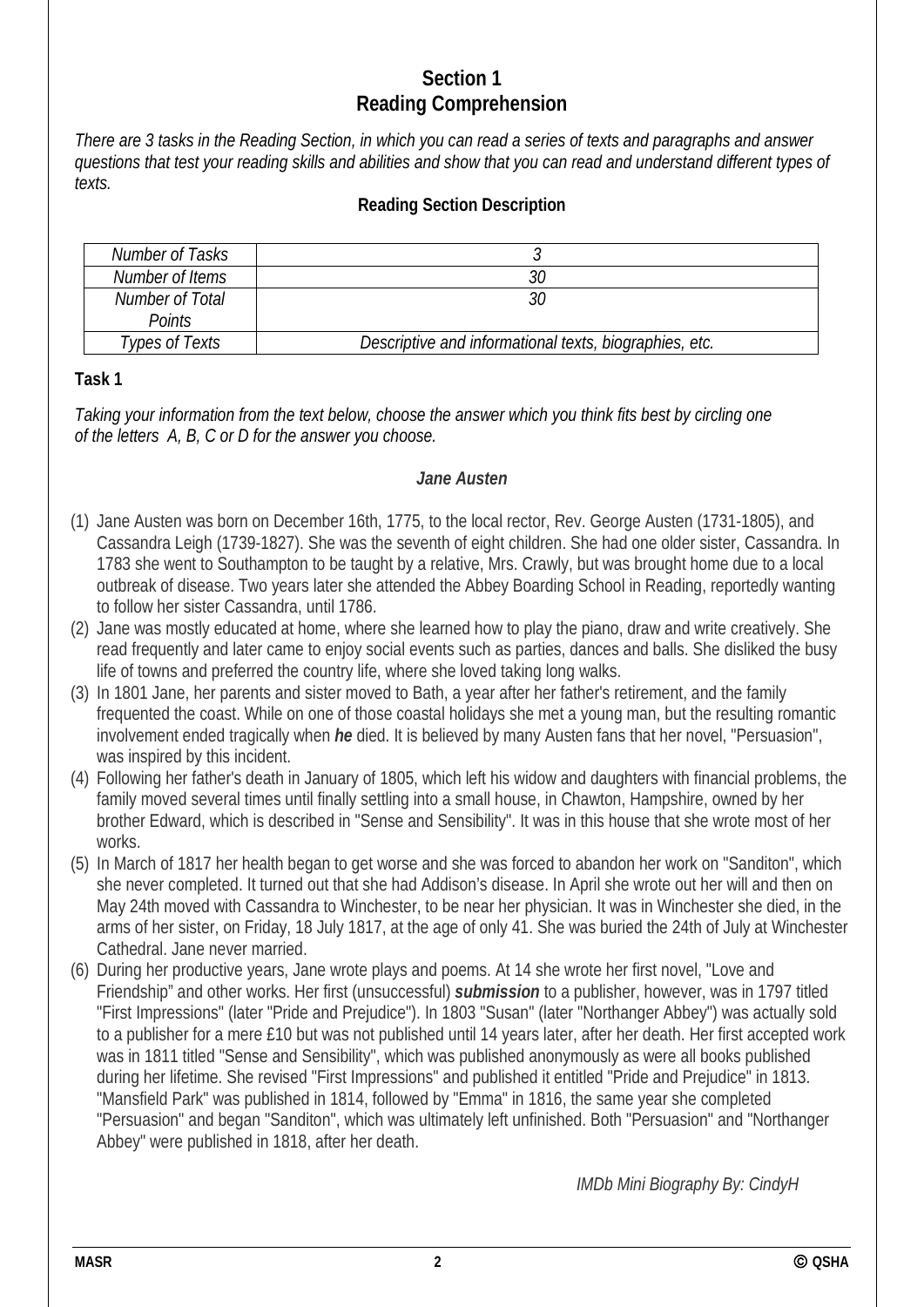## Section 1
## Reading Comprehension

*There are 3 tasks in the Reading Section, in which you can read a series of texts and paragraphs and answer questions that test your reading skills and abilities and show that you can read and understand different types of texts.*

**Reading Section Description**

| *Number of Tasks* | *3* |
|---|---|
| *Number of Items* | *30* |
| *Number of Total Points* | *30* |
| *Types of Texts* | *Descriptive and informational texts, biographies, etc.* |

**Task 1**

*Taking your information from the text below, choose the answer which you think fits best by circling one of the letters A, B, C or D for the answer you choose.*

***Jane Austen***

(1) Jane Austen was born on December 16th, 1775, to the local rector, Rev. George Austen (1731-1805), and Cassandra Leigh (1739-1827). She was the seventh of eight children. She had one older sister, Cassandra. In 1783 she went to Southampton to be taught by a relative, Mrs. Crawly, but was brought home due to a local outbreak of disease. Two years later she attended the Abbey Boarding School in Reading, reportedly wanting to follow her sister Cassandra, until 1786.

(2) Jane was mostly educated at home, where she learned how to play the piano, draw and write creatively. She read frequently and later came to enjoy social events such as parties, dances and balls. She disliked the busy life of towns and preferred the country life, where she loved taking long walks.

(3) In 1801 Jane, her parents and sister moved to Bath, a year after her father's retirement, and the family frequented the coast. While on one of those coastal holidays she met a young man, but the resulting romantic involvement ended tragically when ***he*** died. It is believed by many Austen fans that her novel, "Persuasion", was inspired by this incident.

(4) Following her father's death in January of 1805, which left his widow and daughters with financial problems, the family moved several times until finally settling into a small house, in Chawton, Hampshire, owned by her brother Edward, which is described in "Sense and Sensibility". It was in this house that she wrote most of her works.

(5) In March of 1817 her health began to get worse and she was forced to abandon her work on "Sanditon", which she never completed. It turned out that she had Addison's disease. In April she wrote out her will and then on May 24th moved with Cassandra to Winchester, to be near her physician. It was in Winchester she died, in the arms of her sister, on Friday, 18 July 1817, at the age of only 41. She was buried the 24th of July at Winchester Cathedral. Jane never married.

(6) During her productive years, Jane wrote plays and poems. At 14 she wrote her first novel, "Love and Friendship" and other works. Her first (unsuccessful) ***submission*** to a publisher, however, was in 1797 titled "First Impressions" (later "Pride and Prejudice"). In 1803 "Susan" (later "Northanger Abbey") was actually sold to a publisher for a mere £10 but was not published until 14 years later, after her death. Her first accepted work was in 1811 titled "Sense and Sensibility", which was published anonymously as were all books published during her lifetime. She revised "First Impressions" and published it entitled "Pride and Prejudice" in 1813. "Mansfield Park" was published in 1814, followed by "Emma" in 1816, the same year she completed "Persuasion" and began "Sanditon", which was ultimately left unfinished. Both "Persuasion" and "Northanger Abbey" were published in 1818, after her death.

*IMDb Mini Biography By: CindyH*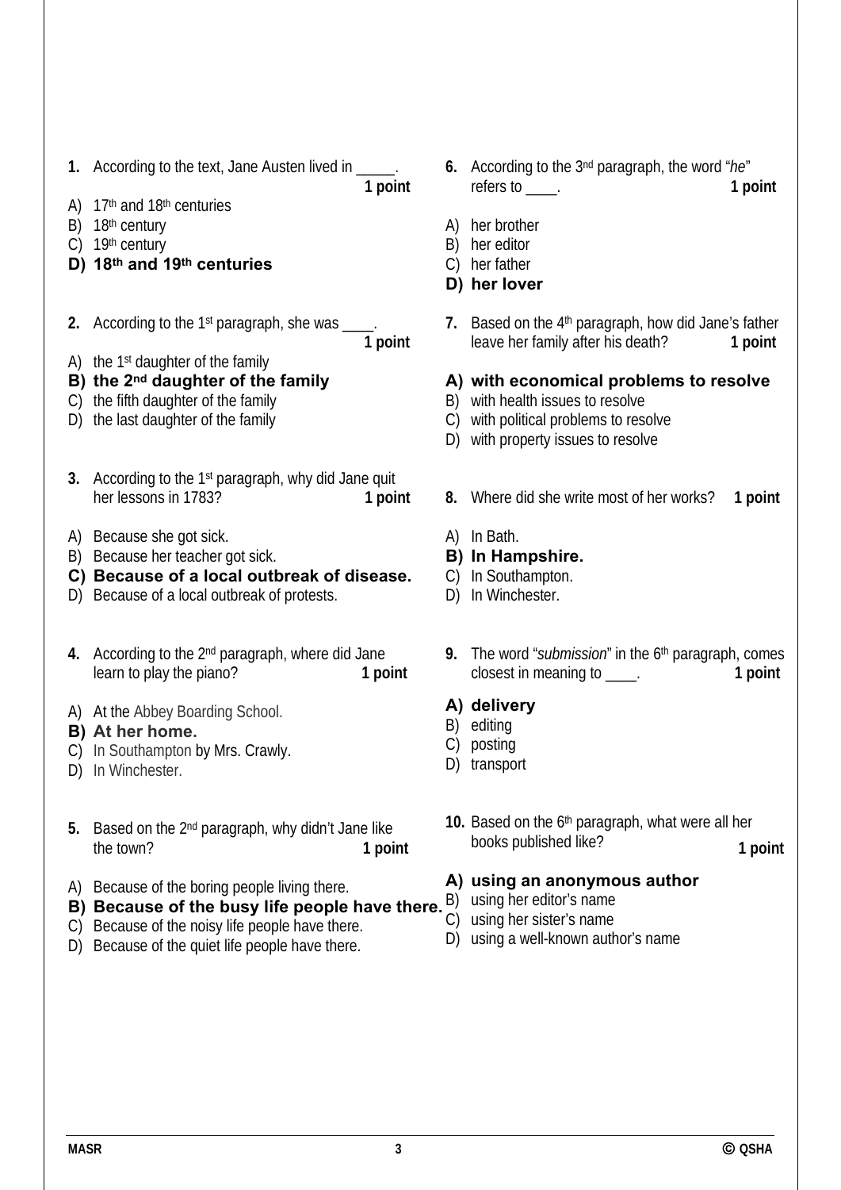**1.** According to the text, Jane Austen lived in _____. **1 point**

A) 17th and 18th centuries
B) 18th century
C) 19th century
**D) 18th and 19th centuries**

**2.** According to the 1st paragraph, she was ____. **1 point**

A) the 1st daughter of the family
**B) the 2nd daughter of the family**
C) the fifth daughter of the family
D) the last daughter of the family

**3.** According to the 1st paragraph, why did Jane quit her lessons in 1783? **1 point**

A) Because she got sick.
B) Because her teacher got sick.
**C) Because of a local outbreak of disease.**
D) Because of a local outbreak of protests.

**4.** According to the 2nd paragraph, where did Jane learn to play the piano? **1 point**

A) At the Abbey Boarding School.
**B) At her home.**
C) In Southampton by Mrs. Crawly.
D) In Winchester.

**5.** Based on the 2nd paragraph, why didn't Jane like the town? **1 point**

A) Because of the boring people living there.
**B) Because of the busy life people have there.**
C) Because of the noisy life people have there.
D) Because of the quiet life people have there.

**6.** According to the 3rd paragraph, the word "*he*" refers to ____. **1 point**

A) her brother
B) her editor
C) her father
**D) her lover**

**7.** Based on the 4th paragraph, how did Jane's father leave her family after his death? **1 point**

**A) with economical problems to resolve**
B) with health issues to resolve
C) with political problems to resolve
D) with property issues to resolve

**8.** Where did she write most of her works? **1 point**

A) In Bath.
**B) In Hampshire.**
C) In Southampton.
D) In Winchester.

**9.** The word "*submission*" in the 6th paragraph, comes closest in meaning to ____. **1 point**

**A) delivery**
B) editing
C) posting
D) transport

**10.** Based on the 6th paragraph, what were all her books published like? **1 point**

**A) using an anonymous author**
B) using her editor's name
C) using her sister's name
D) using a well-known author's name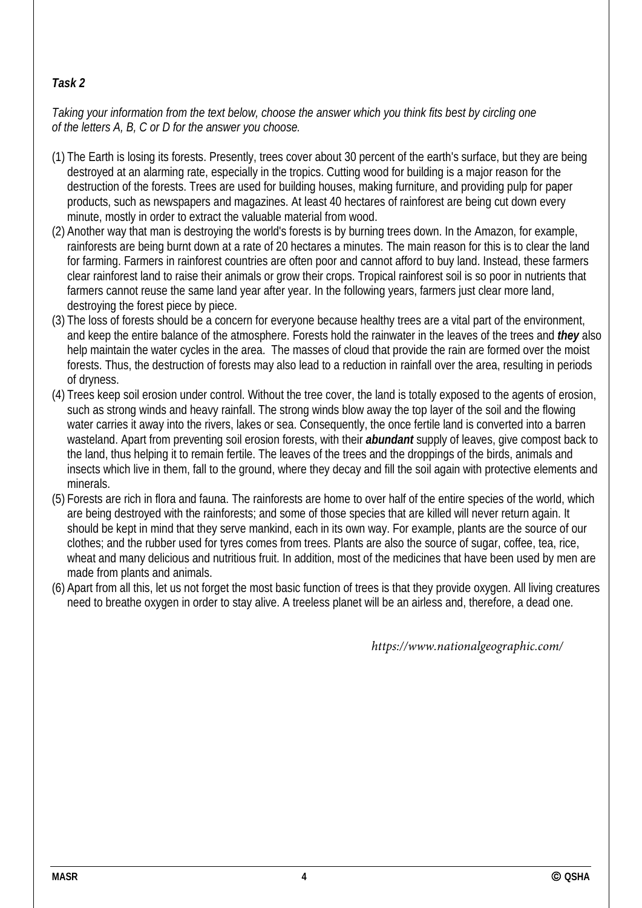***Task 2***

*Taking your information from the text below, choose the answer which you think fits best by circling one of the letters A, B, C or D for the answer you choose.*

(1) The Earth is losing its forests. Presently, trees cover about 30 percent of the earth's surface, but they are being destroyed at an alarming rate, especially in the tropics. Cutting wood for building is a major reason for the destruction of the forests. Trees are used for building houses, making furniture, and providing pulp for paper products, such as newspapers and magazines. At least 40 hectares of rainforest are being cut down every minute, mostly in order to extract the valuable material from wood.

(2) Another way that man is destroying the world's forests is by burning trees down. In the Amazon, for example, rainforests are being burnt down at a rate of 20 hectares a minutes. The main reason for this is to clear the land for farming. Farmers in rainforest countries are often poor and cannot afford to buy land. Instead, these farmers clear rainforest land to raise their animals or grow their crops. Tropical rainforest soil is so poor in nutrients that farmers cannot reuse the same land year after year. In the following years, farmers just clear more land, destroying the forest piece by piece.

(3) The loss of forests should be a concern for everyone because healthy trees are a vital part of the environment, and keep the entire balance of the atmosphere. Forests hold the rainwater in the leaves of the trees and ***they*** also help maintain the water cycles in the area. The masses of cloud that provide the rain are formed over the moist forests. Thus, the destruction of forests may also lead to a reduction in rainfall over the area, resulting in periods of dryness.

(4) Trees keep soil erosion under control. Without the tree cover, the land is totally exposed to the agents of erosion, such as strong winds and heavy rainfall. The strong winds blow away the top layer of the soil and the flowing water carries it away into the rivers, lakes or sea. Consequently, the once fertile land is converted into a barren wasteland. Apart from preventing soil erosion forests, with their ***abundant*** supply of leaves, give compost back to the land, thus helping it to remain fertile. The leaves of the trees and the droppings of the birds, animals and insects which live in them, fall to the ground, where they decay and fill the soil again with protective elements and minerals.

(5) Forests are rich in flora and fauna. The rainforests are home to over half of the entire species of the world, which are being destroyed with the rainforests; and some of those species that are killed will never return again. It should be kept in mind that they serve mankind, each in its own way. For example, plants are the source of our clothes; and the rubber used for tyres comes from trees. Plants are also the source of sugar, coffee, tea, rice, wheat and many delicious and nutritious fruit. In addition, most of the medicines that have been used by men are made from plants and animals.

(6) Apart from all this, let us not forget the most basic function of trees is that they provide oxygen. All living creatures need to breathe oxygen in order to stay alive. A treeless planet will be an airless and, therefore, a dead one.

*https://www.nationalgeographic.com/*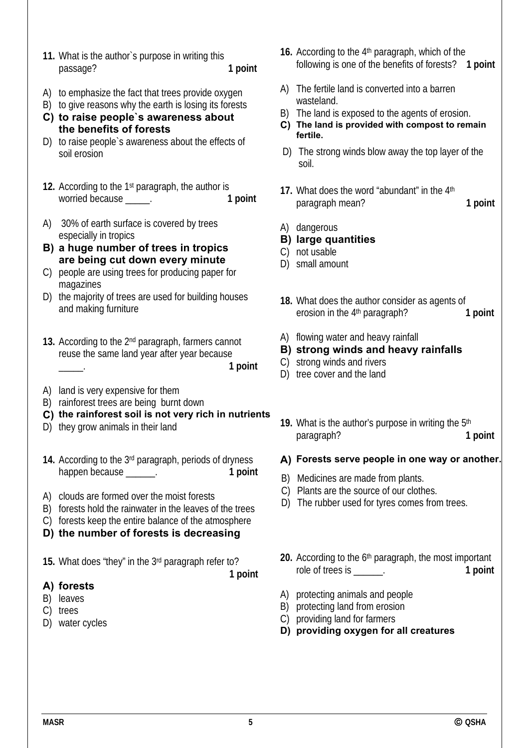**11.** What is the author`s purpose in writing this passage? **1 point**

A) to emphasize the fact that trees provide oxygen
B) to give reasons why the earth is losing its forests
**C) to raise people`s awareness about the benefits of forests**
D) to raise people`s awareness about the effects of soil erosion

**12.** According to the 1st paragraph, the author is worried because _____. **1 point**

A) 30% of earth surface is covered by trees especially in tropics
**B) a huge number of trees in tropics are being cut down every minute**
C) people are using trees for producing paper for magazines
D) the majority of trees are used for building houses and making furniture

**13.** According to the 2nd paragraph, farmers cannot reuse the same land year after year because _____. **1 point**

A) land is very expensive for them
B) rainforest trees are being burnt down
**C) the rainforest soil is not very rich in nutrients**
D) they grow animals in their land

**14.** According to the 3rd paragraph, periods of dryness happen because ______. **1 point**

A) clouds are formed over the moist forests
B) forests hold the rainwater in the leaves of the trees
C) forests keep the entire balance of the atmosphere
**D) the number of forests is decreasing**

**15.** What does "they" in the 3rd paragraph refer to? **1 point**

**A) forests**
B) leaves
C) trees
D) water cycles

**16.** According to the 4th paragraph, which of the following is one of the benefits of forests? **1 point**

A) The fertile land is converted into a barren wasteland.
B) The land is exposed to the agents of erosion.
**C) The land is provided with compost to remain fertile.**
D) The strong winds blow away the top layer of the soil.

**17.** What does the word "abundant" in the 4th paragraph mean? **1 point**

A) dangerous
**B) large quantities**
C) not usable
D) small amount

**18.** What does the author consider as agents of erosion in the 4th paragraph? **1 point**

A) flowing water and heavy rainfall
**B) strong winds and heavy rainfalls**
C) strong winds and rivers
D) tree cover and the land

**19.** What is the author's purpose in writing the 5th paragraph? **1 point**

**A) Forests serve people in one way or another.**
B) Medicines are made from plants.
C) Plants are the source of our clothes.
D) The rubber used for tyres comes from trees.

**20.** According to the 6th paragraph, the most important role of trees is ______. **1 point**

A) protecting animals and people
B) protecting land from erosion
C) providing land for farmers
**D) providing oxygen for all creatures**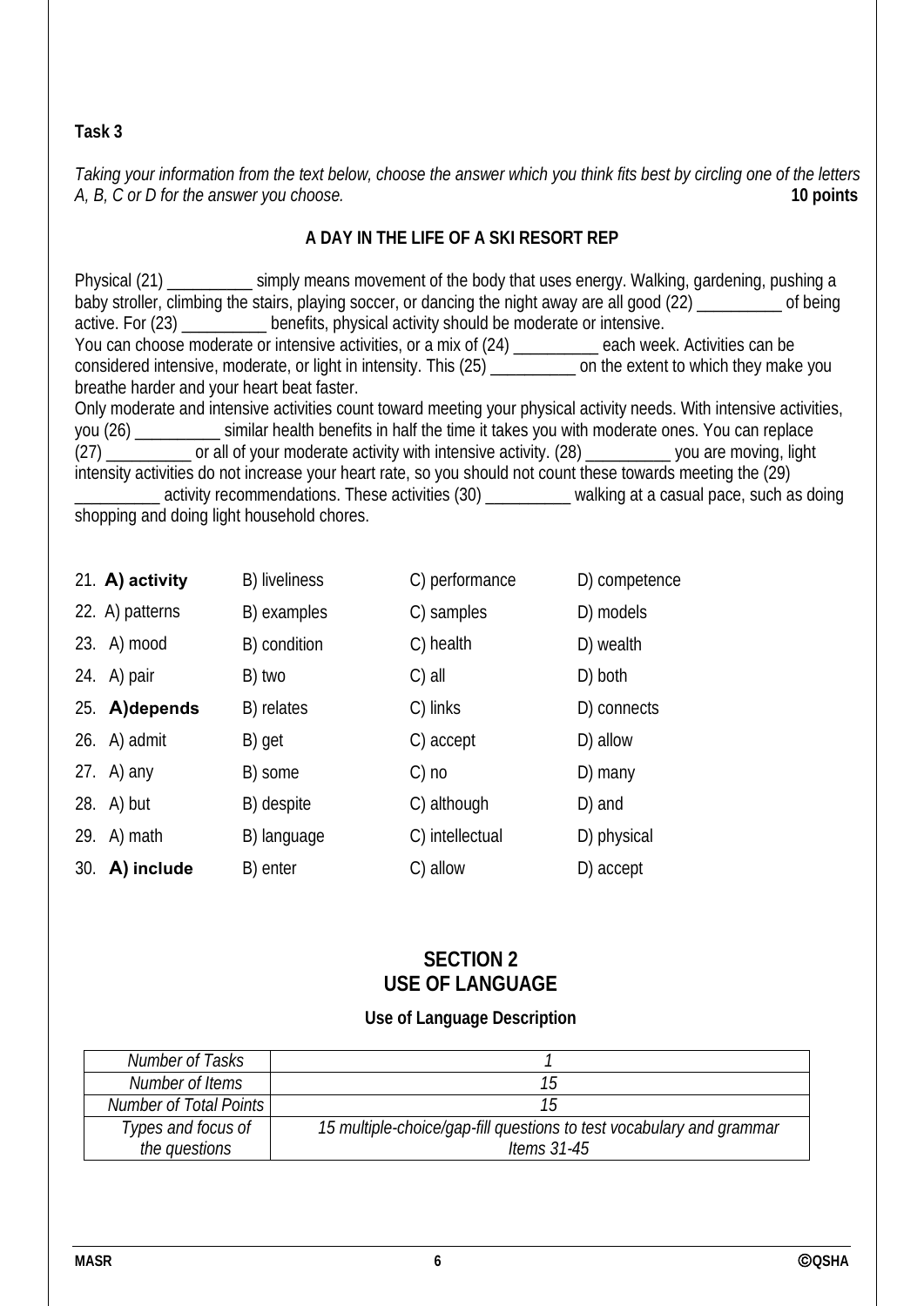**Task 3**

*Taking your information from the text below, choose the answer which you think fits best by circling one of the letters A, B, C or D for the answer you choose.* **10 points**

**A DAY IN THE LIFE OF A SKI RESORT REP**

Physical (21) __________ simply means movement of the body that uses energy. Walking, gardening, pushing a baby stroller, climbing the stairs, playing soccer, or dancing the night away are all good (22) __________ of being active. For (23) __________ benefits, physical activity should be moderate or intensive.
You can choose moderate or intensive activities, or a mix of (24) __________ each week. Activities can be considered intensive, moderate, or light in intensity. This (25) __________ on the extent to which they make you breathe harder and your heart beat faster.
Only moderate and intensive activities count toward meeting your physical activity needs. With intensive activities, you (26) __________ similar health benefits in half the time it takes you with moderate ones. You can replace (27) __________ or all of your moderate activity with intensive activity. (28) __________ you are moving, light intensity activities do not increase your heart rate, so you should not count these towards meeting the (29) __________ activity recommendations. These activities (30) __________ walking at a casual pace, such as doing shopping and doing light household chores.

| | | | |
|---|---|---|---|
| 21. **A) activity** | B) liveliness | C) performance | D) competence |
| 22. A) patterns | B) examples | C) samples | D) models |
| 23. A) mood | B) condition | C) health | D) wealth |
| 24. A) pair | B) two | C) all | D) both |
| 25. **A)depends** | B) relates | C) links | D) connects |
| 26. A) admit | B) get | C) accept | D) allow |
| 27. A) any | B) some | C) no | D) many |
| 28. A) but | B) despite | C) although | D) and |
| 29. A) math | B) language | C) intellectual | D) physical |
| 30. **A) include** | B) enter | C) allow | D) accept |

## SECTION 2
## USE OF LANGUAGE

### Use of Language Description

| | |
|---|---|
| *Number of Tasks* | *1* |
| *Number of Items* | *15* |
| *Number of Total Points* | *15* |
| *Types and focus of the questions* | *15 multiple-choice/gap-fill questions to test vocabulary and grammar Items 31-45* |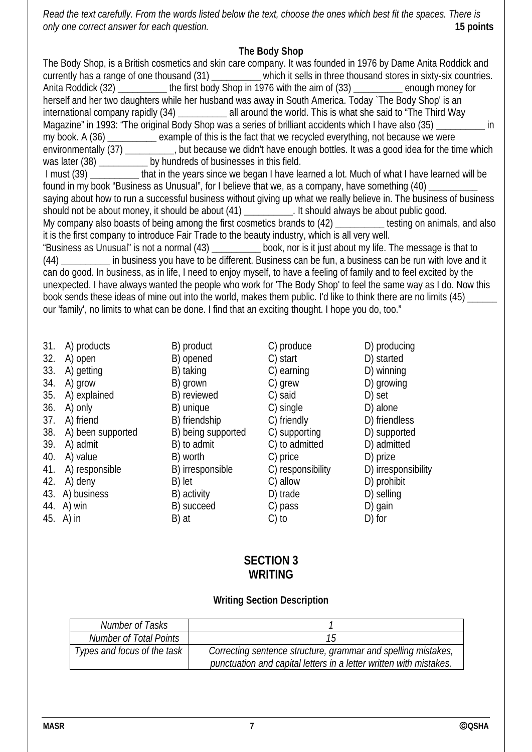*Read the text carefully. From the words listed below the text, choose the ones which best fit the spaces. There is only one correct answer for each question.* **15 points**

### The Body Shop

The Body Shop, is a British cosmetics and skin care company. It was founded in 1976 by Dame Anita Roddick and currently has a range of one thousand (31) __________ which it sells in three thousand stores in sixty-six countries. Anita Roddick (32) __________ the first body Shop in 1976 with the aim of (33) __________ enough money for herself and her two daughters while her husband was away in South America. Today `The Body Shop' is an international company rapidly (34) __________ all around the world. This is what she said to "The Third Way Magazine" in 1993: "The original Body Shop was a series of brilliant accidents which I have also (35) __________ in my book. A (36) __________ example of this is the fact that we recycled everything, not because we were environmentally (37) __________, but because we didn't have enough bottles. It was a good idea for the time which was later (38) __________ by hundreds of businesses in this field.

I must (39) __________ that in the years since we began I have learned a lot. Much of what I have learned will be found in my book "Business as Unusual", for I believe that we, as a company, have something (40) __________ saying about how to run a successful business without giving up what we really believe in. The business of business should not be about money, it should be about (41) __________. It should always be about public good.

My company also boasts of being among the first cosmetics brands to (42) __________ testing on animals, and also it is the first company to introduce Fair Trade to the beauty industry, which is all very well.

"Business as Unusual" is not a normal (43) __________ book, nor is it just about my life. The message is that to (44) __________ in business you have to be different. Business can be fun, a business can be run with love and it can do good. In business, as in life, I need to enjoy myself, to have a feeling of family and to feel excited by the unexpected. I have always wanted the people who work for 'The Body Shop' to feel the same way as I do. Now this book sends these ideas of mine out into the world, makes them public. I'd like to think there are no limits (45) ______ our 'family', no limits to what can be done. I find that an exciting thought. I hope you do, too."

31. A) products B) product C) produce D) producing
32. A) open B) opened C) start D) started
33. A) getting B) taking C) earning D) winning
34. A) grow B) grown C) grew D) growing
35. A) explained B) reviewed C) said D) set
36. A) only B) unique C) single D) alone
37. A) friend B) friendship C) friendly D) friendless
38. A) been supported B) being supported C) supporting D) supported
39. A) admit B) to admit C) to admitted D) admitted
40. A) value B) worth C) price D) prize
41. A) responsible B) irresponsible C) responsibility D) irresponsibility
42. A) deny B) let C) allow D) prohibit
43. A) business B) activity D) trade D) selling
44. A) win B) succeed C) pass D) gain
45. A) in B) at C) to D) for

## SECTION 3
## WRITING

### Writing Section Description

| *Number of Tasks* | *1* |
|---|---|
| *Number of Total Points* | *15* |
| *Types and focus of the task* | *Correcting sentence structure, grammar and spelling mistakes, punctuation and capital letters in a letter written with mistakes.* |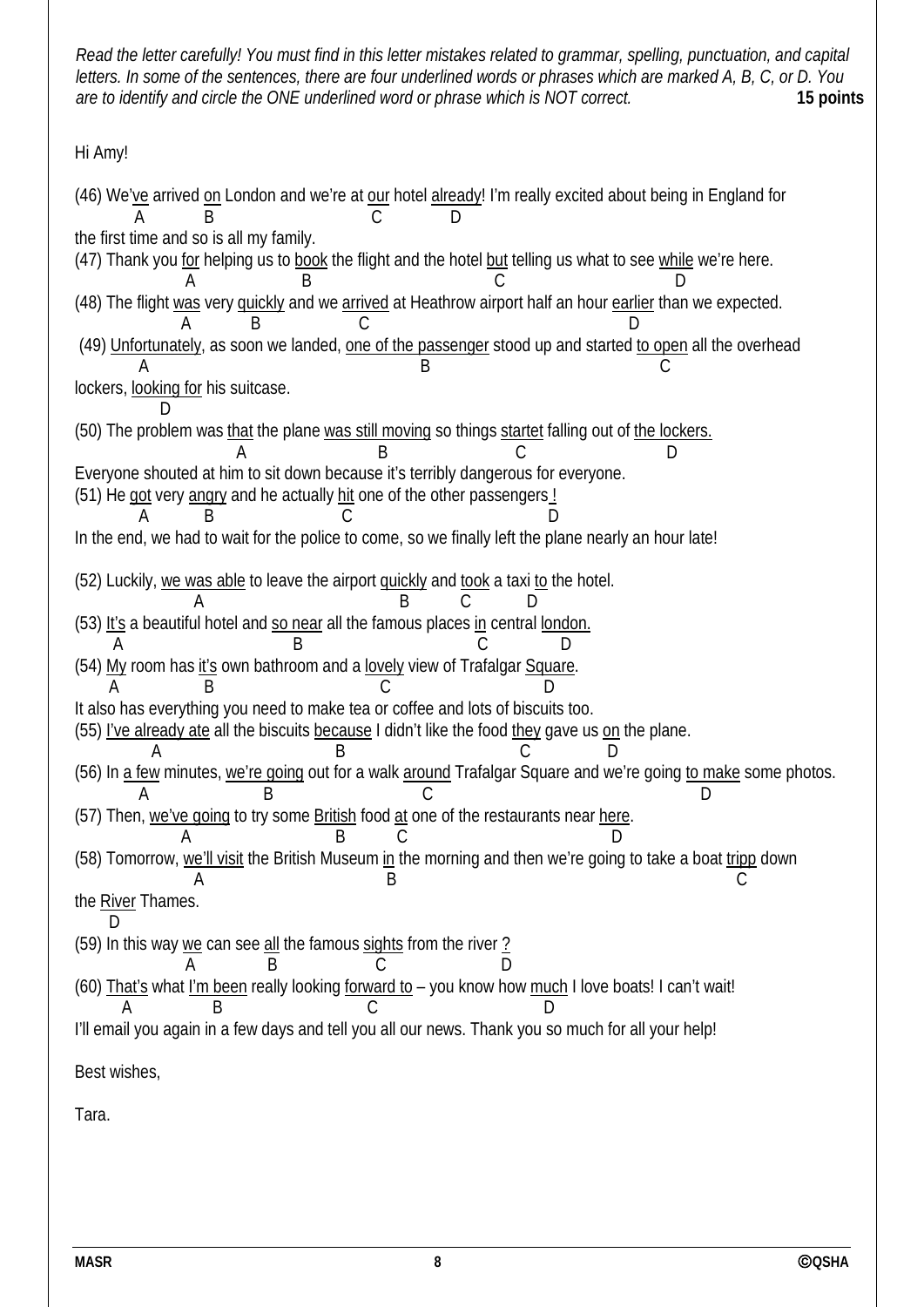*Read the letter carefully! You must find in this letter mistakes related to grammar, spelling, punctuation, and capital letters. In some of the sentences, there are four underlined words or phrases which are marked A, B, C, or D. You are to identify and circle the ONE underlined word or phrase which is NOT correct.* **15 points**

Hi Amy!

(46) We'<u>ve</u> (A) arrived <u>on</u> (B) London and we're at <u>our</u> (C) hotel <u>already</u> (D)! I'm really excited about being in England for the first time and so is all my family.

(47) Thank you <u>for</u> (A) helping us to <u>book</u> (B) the flight and the hotel <u>but</u> (C) telling us what to see <u>while</u> (D) we're here.

(48) The flight <u>was</u> (A) very <u>quickly</u> (B) and we <u>arrived</u> (C) at Heathrow airport half an hour <u>earlier</u> (D) than we expected.

(49) <u>Unfortunately</u> (A), as soon we landed, <u>one of the passenger</u> (B) stood up and started <u>to open</u> (C) all the overhead lockers, <u>looking for</u> (D) his suitcase.

(50) The problem was <u>that</u> (A) the plane <u>was still moving</u> (B) so things <u>startet</u> (C) falling out of <u>the lockers.</u> (D) Everyone shouted at him to sit down because it's terribly dangerous for everyone.

(51) He <u>got</u> (A) very <u>angry</u> (B) and he actually <u>hit</u> (C) one of the other passengers <u>!</u> (D) In the end, we had to wait for the police to come, so we finally left the plane nearly an hour late!

(52) Luckily, <u>we was able</u> (A) to leave the airport <u>quickly</u> (B) and <u>took</u> (C) a taxi <u>to</u> (D) the hotel.

(53) <u>It's</u> (A) a beautiful hotel and <u>so near</u> (B) all the famous places <u>in</u> (C) central <u>london.</u> (D)

(54) <u>My</u> (A) room has <u>it's</u> (B) own bathroom and a <u>lovely</u> (C) view of Trafalgar <u>Square</u> (D). It also has everything you need to make tea or coffee and lots of biscuits too.

(55) <u>I've already ate</u> (A) all the biscuits <u>because</u> (B) I didn't like the food <u>they</u> (C) gave us <u>on</u> (D) the plane.

(56) In <u>a few</u> (A) minutes, <u>we're going</u> (B) out for a walk <u>around</u> (C) Trafalgar Square and we're going <u>to make</u> (D) some photos.

(57) Then, <u>we've going</u> (A) to try some <u>British</u> (B) food <u>at</u> (C) one of the restaurants near <u>here</u> (D).

(58) Tomorrow, <u>we'll visit</u> (A) the British Museum <u>in</u> (B) the morning and then we're going to take a boat <u>tripp</u> (C) down the <u>River</u> (D) Thames.

(59) In this way <u>we</u> (A) can see <u>all</u> (B) the famous <u>sights</u> (C) from the river <u>?</u> (D)

(60) <u>That's</u> (A) what <u>I'm been</u> (B) really looking <u>forward to</u> (C) – you know how <u>much</u> (D) I love boats! I can't wait! I'll email you again in a few days and tell you all our news. Thank you so much for all your help!

Best wishes,

Tara.